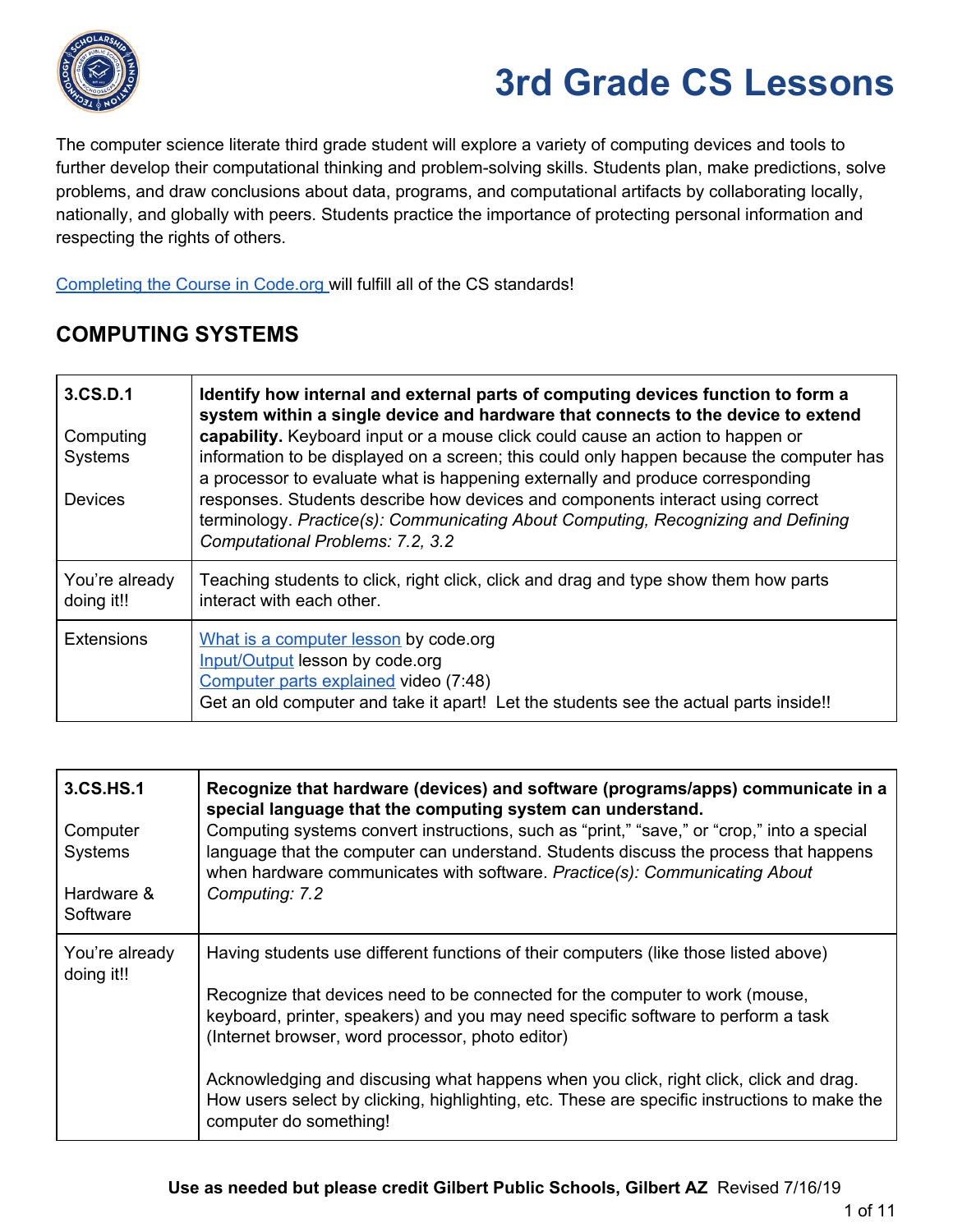# 3rd Grade CS Lessons

The computer science literate third grade student will explore a variety of computing devices and tools to further develop their computational thinking and problem-solving skills. Students plan, make predictions, solve problems, and draw conclusions about data, programs, and computational artifacts by collaborating locally, nationally, and globally with peers. Students practice the importance of protecting personal information and respecting the rights of others.

Completing the Course in Code.org will fulfill all of the CS standards!

## COMPUTING SYSTEMS

| 3.CS.D.1<br><br>Computing Systems<br><br>Devices | **Identify how internal and external parts of computing devices function to form a system within a single device and hardware that connects to the device to extend capability.** Keyboard input or a mouse click could cause an action to happen or information to be displayed on a screen; this could only happen because the computer has a processor to evaluate what is happening externally and produce corresponding responses. Students describe how devices and components interact using correct terminology. *Practice(s): Communicating About Computing, Recognizing and Defining Computational Problems: 7.2, 3.2* |
|---|---|
| You're already doing it!! | Teaching students to click, right click, click and drag and type show them how parts interact with each other. |
| Extensions | What is a computer lesson by code.org<br>Input/Output lesson by code.org<br>Computer parts explained video (7:48)<br>Get an old computer and take it apart! Let the students see the actual parts inside!! |

| 3.CS.HS.1<br><br>Computer Systems<br><br>Hardware & Software | **Recognize that hardware (devices) and software (programs/apps) communicate in a special language that the computing system can understand.**<br>Computing systems convert instructions, such as "print," "save," or "crop," into a special language that the computer can understand. Students discuss the process that happens when hardware communicates with software. *Practice(s): Communicating About Computing: 7.2* |
|---|---|
| You're already doing it!! | Having students use different functions of their computers (like those listed above)<br><br>Recognize that devices need to be connected for the computer to work (mouse, keyboard, printer, speakers) and you may need specific software to perform a task (Internet browser, word processor, photo editor)<br><br>Acknowledging and discusing what happens when you click, right click, click and drag. How users select by clicking, highlighting, etc. These are specific instructions to make the computer do something! |

**Use as needed but please credit Gilbert Public Schools, Gilbert AZ** Revised 7/16/19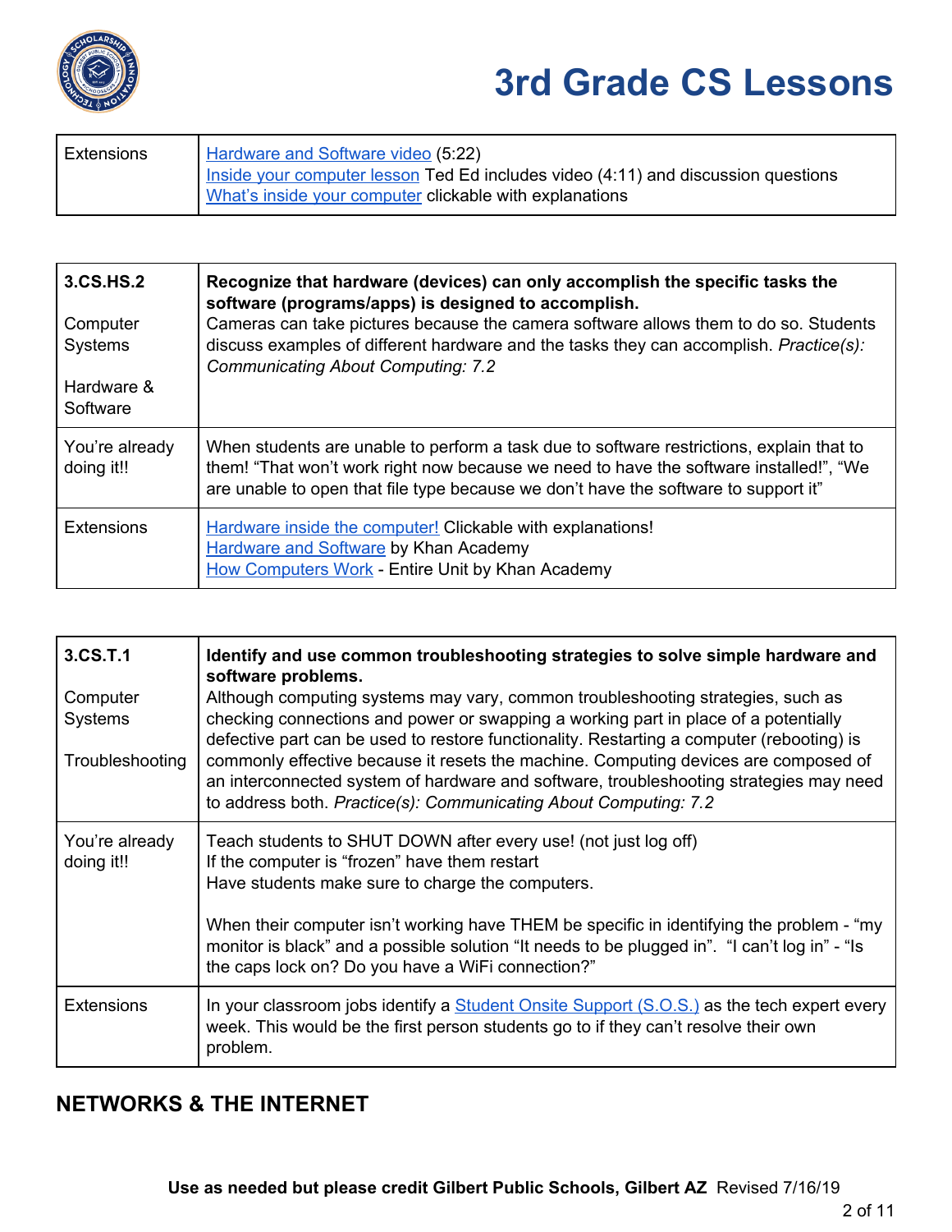| Extensions | Hardware and Software video (5:22)<br>Inside your computer lesson Ted Ed includes video (4:11) and discussion questions<br>What's inside your computer clickable with explanations |
|---|---|

| 3.CS.HS.2<br><br>Computer Systems<br><br>Hardware & Software | **Recognize that hardware (devices) can only accomplish the specific tasks the software (programs/apps) is designed to accomplish.**<br>Cameras can take pictures because the camera software allows them to do so. Students discuss examples of different hardware and the tasks they can accomplish. *Practice(s): Communicating About Computing: 7.2* |
|---|---|
| You're already doing it!! | When students are unable to perform a task due to software restrictions, explain that to them! "That won't work right now because we need to have the software installed!", "We are unable to open that file type because we don't have the software to support it" |
| Extensions | Hardware inside the computer! Clickable with explanations!<br>Hardware and Software by Khan Academy<br>How Computers Work - Entire Unit by Khan Academy |

| 3.CS.T.1<br><br>Computer Systems<br><br>Troubleshooting | **Identify and use common troubleshooting strategies to solve simple hardware and software problems.**<br>Although computing systems may vary, common troubleshooting strategies, such as checking connections and power or swapping a working part in place of a potentially defective part can be used to restore functionality. Restarting a computer (rebooting) is commonly effective because it resets the machine. Computing devices are composed of an interconnected system of hardware and software, troubleshooting strategies may need to address both. *Practice(s): Communicating About Computing: 7.2* |
|---|---|
| You're already doing it!! | Teach students to SHUT DOWN after every use! (not just log off)<br>If the computer is "frozen" have them restart<br>Have students make sure to charge the computers.<br><br>When their computer isn't working have THEM be specific in identifying the problem - "my monitor is black" and a possible solution "It needs to be plugged in". "I can't log in" - "Is the caps lock on? Do you have a WiFi connection?" |
| Extensions | In your classroom jobs identify a Student Onsite Support (S.O.S.) as the tech expert every week. This would be the first person students go to if they can't resolve their own problem. |

## NETWORKS & THE INTERNET

**Use as needed but please credit Gilbert Public Schools, Gilbert AZ** Revised 7/16/19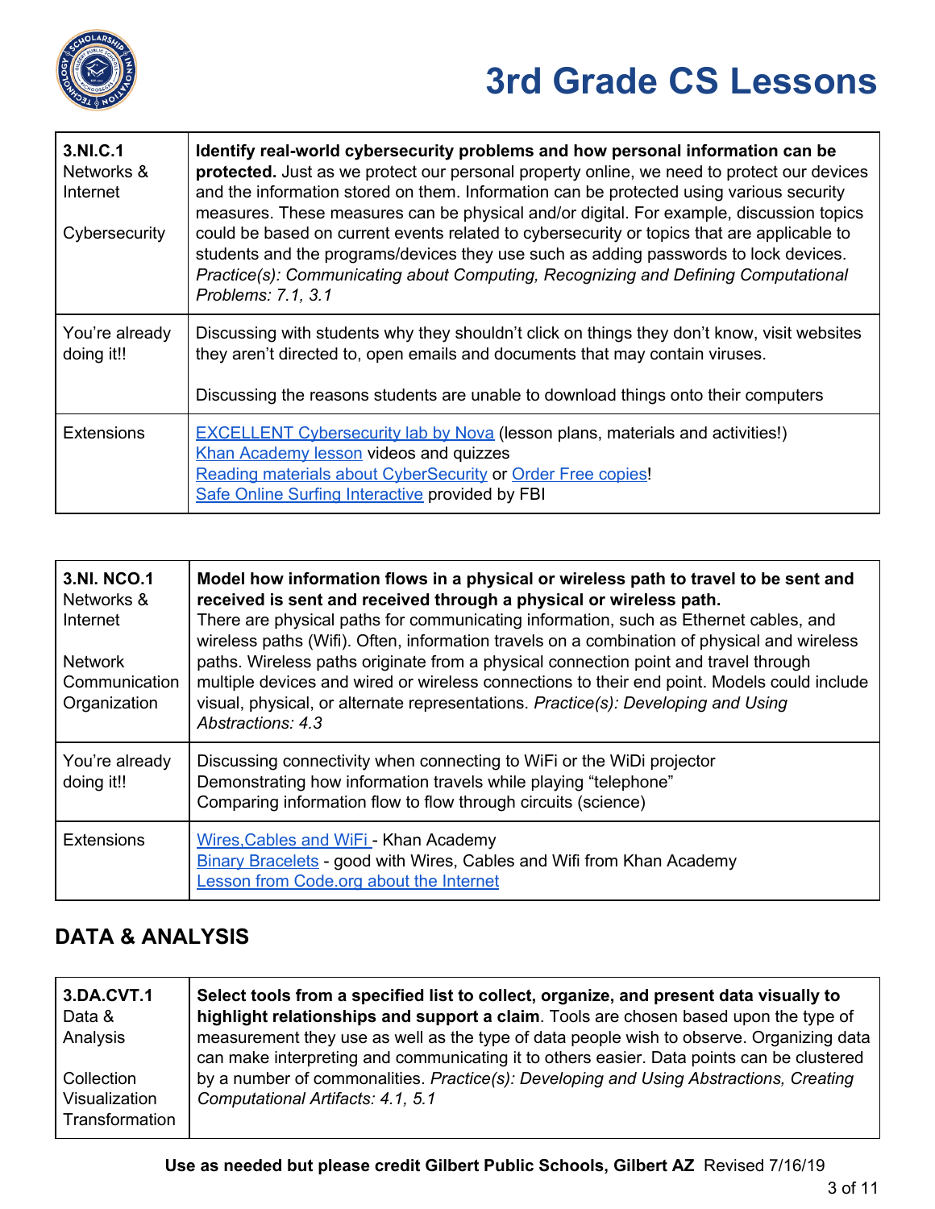| 3.NI.C.1 Networks & Internet<br><br>Cybersecurity | **Identify real-world cybersecurity problems and how personal information can be protected.** Just as we protect our personal property online, we need to protect our devices and the information stored on them. Information can be protected using various security measures. These measures can be physical and/or digital. For example, discussion topics could be based on current events related to cybersecurity or topics that are applicable to students and the programs/devices they use such as adding passwords to lock devices. *Practice(s): Communicating about Computing, Recognizing and Defining Computational Problems: 7.1, 3.1* |
|---|---|
| You're already doing it!! | Discussing with students why they shouldn't click on things they don't know, visit websites they aren't directed to, open emails and documents that may contain viruses.<br><br>Discussing the reasons students are unable to download things onto their computers |
| Extensions | EXCELLENT Cybersecurity lab by Nova (lesson plans, materials and activities!)<br>Khan Academy lesson videos and quizzes<br>Reading materials about CyberSecurity or Order Free copies!<br>Safe Online Surfing Interactive provided by FBI |

| 3.NI. NCO.1 Networks & Internet<br><br>Network Communication Organization | **Model how information flows in a physical or wireless path to travel to be sent and received is sent and received through a physical or wireless path.** There are physical paths for communicating information, such as Ethernet cables, and wireless paths (Wifi). Often, information travels on a combination of physical and wireless paths. Wireless paths originate from a physical connection point and travel through multiple devices and wired or wireless connections to their end point. Models could include visual, physical, or alternate representations. *Practice(s): Developing and Using Abstractions: 4.3* |
|---|---|
| You're already doing it!! | Discussing connectivity when connecting to WiFi or the WiDi projector<br>Demonstrating how information travels while playing "telephone"<br>Comparing information flow to flow through circuits (science) |
| Extensions | Wires,Cables and WiFi - Khan Academy<br>Binary Bracelets - good with Wires, Cables and Wifi from Khan Academy<br>Lesson from Code.org about the Internet |

## DATA & ANALYSIS

| 3.DA.CVT.1 Data & Analysis<br><br>Collection Visualization Transformation | **Select tools from a specified list to collect, organize, and present data visually to highlight relationships and support a claim**. Tools are chosen based upon the type of measurement they use as well as the type of data people wish to observe. Organizing data can make interpreting and communicating it to others easier. Data points can be clustered by a number of commonalities. *Practice(s): Developing and Using Abstractions, Creating Computational Artifacts: 4.1, 5.1* |
|---|---|

**Use as needed but please credit Gilbert Public Schools, Gilbert AZ** Revised 7/16/19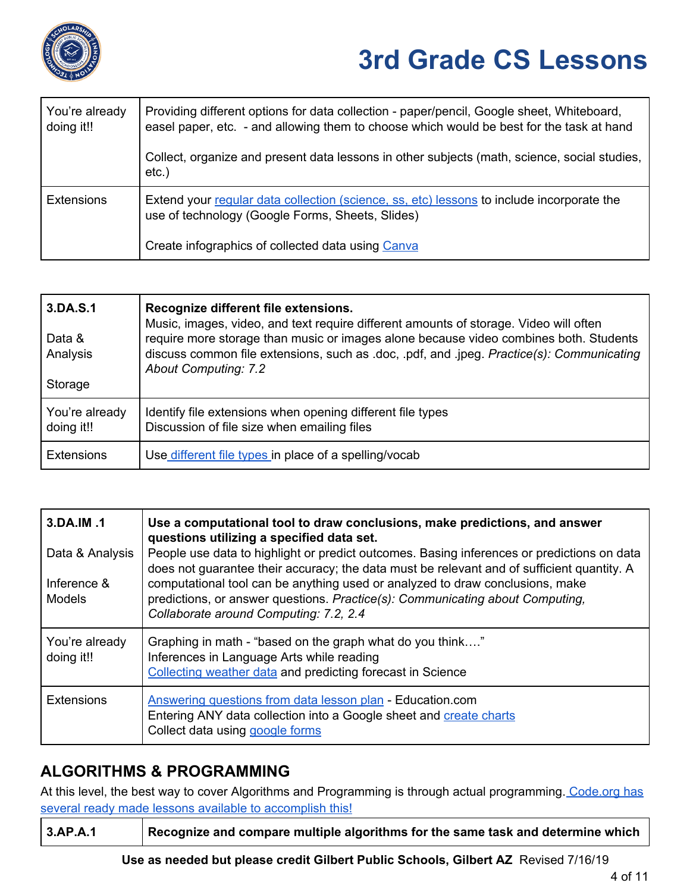# 3rd Grade CS Lessons

| You're already doing it!! | Providing different options for data collection - paper/pencil, Google sheet, Whiteboard, easel paper, etc. - and allowing them to choose which would be best for the task at hand<br><br>Collect, organize and present data lessons in other subjects (math, science, social studies, etc.) |
|---|---|
| Extensions | Extend your regular data collection (science, ss, etc) lessons to include incorporate the use of technology (Google Forms, Sheets, Slides)<br><br>Create infographics of collected data using Canva |

| 3.DA.S.1<br><br>Data & Analysis<br><br>Storage | **Recognize different file extensions.**<br>Music, images, video, and text require different amounts of storage. Video will often require more storage than music or images alone because video combines both. Students discuss common file extensions, such as .doc, .pdf, and .jpeg. *Practice(s): Communicating About Computing: 7.2* |
|---|---|
| You're already doing it!! | Identify file extensions when opening different file types<br>Discussion of file size when emailing files |
| Extensions | Use different file types in place of a spelling/vocab |

| 3.DA.IM .1<br><br>Data & Analysis<br><br>Inference & Models | **Use a computational tool to draw conclusions, make predictions, and answer questions utilizing a specified data set.**<br>People use data to highlight or predict outcomes. Basing inferences or predictions on data does not guarantee their accuracy; the data must be relevant and of sufficient quantity. A computational tool can be anything used or analyzed to draw conclusions, make predictions, or answer questions. *Practice(s): Communicating about Computing, Collaborate around Computing: 7.2, 2.4* |
|---|---|
| You're already doing it!! | Graphing in math - "based on the graph what do you think…."<br>Inferences in Language Arts while reading<br>Collecting weather data and predicting forecast in Science |
| Extensions | Answering questions from data lesson plan - Education.com<br>Entering ANY data collection into a Google sheet and create charts<br>Collect data using google forms |

## ALGORITHMS & PROGRAMMING

At this level, the best way to cover Algorithms and Programming is through actual programming. Code.org has several ready made lessons available to accomplish this!

| 3.AP.A.1 | **Recognize and compare multiple algorithms for the same task and determine which** |
|---|---|

**Use as needed but please credit Gilbert Public Schools, Gilbert AZ** Revised 7/16/19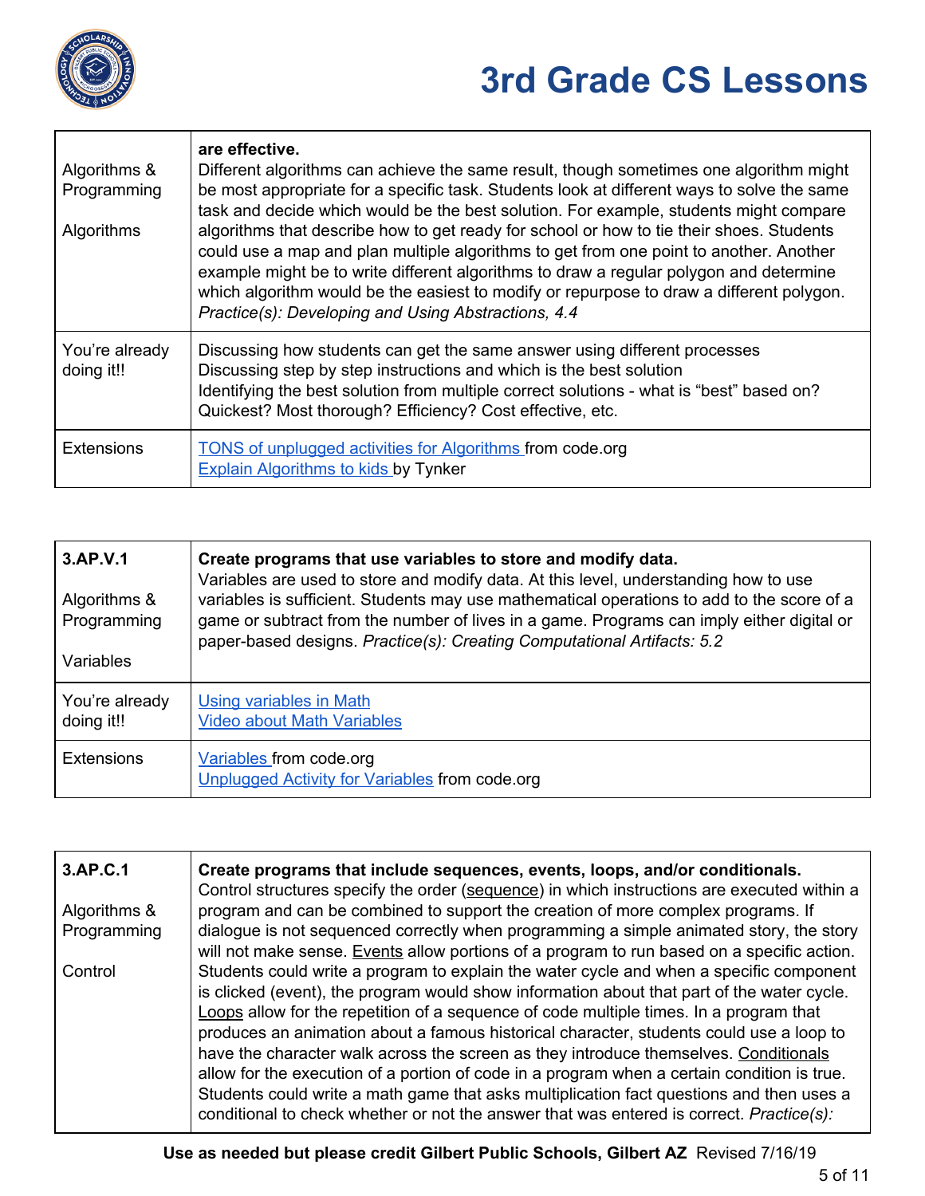| | |
|---|---|
| Algorithms & Programming<br><br>Algorithms | **are effective.**<br>Different algorithms can achieve the same result, though sometimes one algorithm might be most appropriate for a specific task. Students look at different ways to solve the same task and decide which would be the best solution. For example, students might compare algorithms that describe how to get ready for school or how to tie their shoes. Students could use a map and plan multiple algorithms to get from one point to another. Another example might be to write different algorithms to draw a regular polygon and determine which algorithm would be the easiest to modify or repurpose to draw a different polygon. *Practice(s): Developing and Using Abstractions, 4.4* |
| You're already doing it!! | Discussing how students can get the same answer using different processes<br>Discussing step by step instructions and which is the best solution<br>Identifying the best solution from multiple correct solutions - what is "best" based on? Quickest? Most thorough? Efficiency? Cost effective, etc. |
| Extensions | TONS of unplugged activities for Algorithms from code.org<br>Explain Algorithms to kids by Tynker |

| **3.AP.V.1**<br><br>Algorithms & Programming<br><br>Variables | **Create programs that use variables to store and modify data.**<br>Variables are used to store and modify data. At this level, understanding how to use variables is sufficient. Students may use mathematical operations to add to the score of a game or subtract from the number of lives in a game. Programs can imply either digital or paper-based designs. *Practice(s): Creating Computational Artifacts: 5.2* |
|---|---|
| You're already doing it!! | Using variables in Math<br>Video about Math Variables |
| Extensions | Variables from code.org<br>Unplugged Activity for Variables from code.org |

| **3.AP.C.1**<br><br>Algorithms & Programming<br><br>Control | **Create programs that include sequences, events, loops, and/or conditionals.**<br>Control structures specify the order (sequence) in which instructions are executed within a program and can be combined to support the creation of more complex programs. If dialogue is not sequenced correctly when programming a simple animated story, the story will not make sense. Events allow portions of a program to run based on a specific action. Students could write a program to explain the water cycle and when a specific component is clicked (event), the program would show information about that part of the water cycle. Loops allow for the repetition of a sequence of code multiple times. In a program that produces an animation about a famous historical character, students could use a loop to have the character walk across the screen as they introduce themselves. Conditionals allow for the execution of a portion of code in a program when a certain condition is true. Students could write a math game that asks multiplication fact questions and then uses a conditional to check whether or not the answer that was entered is correct. *Practice(s):* |
|---|---|

**Use as needed but please credit Gilbert Public Schools, Gilbert AZ** Revised 7/16/19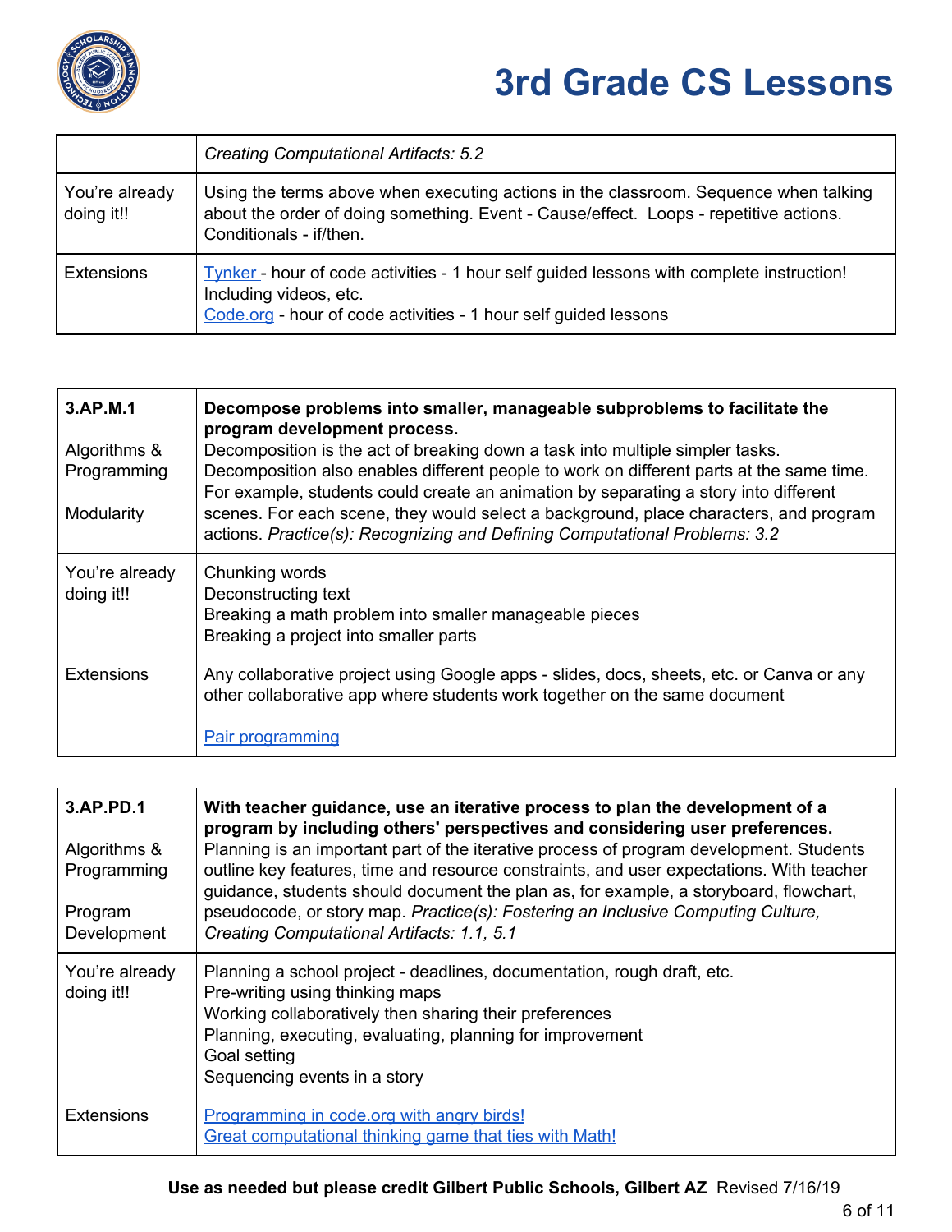# 3rd Grade CS Lessons

| | *Creating Computational Artifacts: 5.2* |
|---|---|
| You're already doing it!! | Using the terms above when executing actions in the classroom. Sequence when talking about the order of doing something. Event - Cause/effect. Loops - repetitive actions. Conditionals - if/then. |
| Extensions | Tynker - hour of code activities - 1 hour self guided lessons with complete instruction! Including videos, etc.<br>Code.org - hour of code activities - 1 hour self guided lessons |

| 3.AP.M.1<br><br>Algorithms & Programming<br><br>Modularity | **Decompose problems into smaller, manageable subproblems to facilitate the program development process.**<br>Decomposition is the act of breaking down a task into multiple simpler tasks. Decomposition also enables different people to work on different parts at the same time. For example, students could create an animation by separating a story into different scenes. For each scene, they would select a background, place characters, and program actions. *Practice(s): Recognizing and Defining Computational Problems: 3.2* |
|---|---|
| You're already doing it!! | Chunking words<br>Deconstructing text<br>Breaking a math problem into smaller manageable pieces<br>Breaking a project into smaller parts |
| Extensions | Any collaborative project using Google apps - slides, docs, sheets, etc. or Canva or any other collaborative app where students work together on the same document<br><br>Pair programming |

| 3.AP.PD.1<br><br>Algorithms & Programming<br><br>Program Development | **With teacher guidance, use an iterative process to plan the development of a program by including others' perspectives and considering user preferences.**<br>Planning is an important part of the iterative process of program development. Students outline key features, time and resource constraints, and user expectations. With teacher guidance, students should document the plan as, for example, a storyboard, flowchart, pseudocode, or story map. *Practice(s): Fostering an Inclusive Computing Culture, Creating Computational Artifacts: 1.1, 5.1* |
|---|---|
| You're already doing it!! | Planning a school project - deadlines, documentation, rough draft, etc.<br>Pre-writing using thinking maps<br>Working collaboratively then sharing their preferences<br>Planning, executing, evaluating, planning for improvement<br>Goal setting<br>Sequencing events in a story |
| Extensions | Programming in code.org with angry birds!<br>Great computational thinking game that ties with Math! |

**Use as needed but please credit Gilbert Public Schools, Gilbert AZ** Revised 7/16/19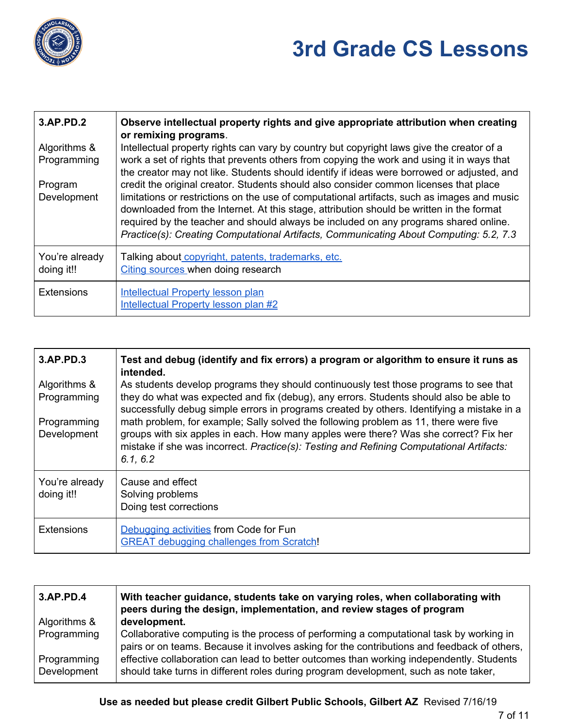# 3rd Grade CS Lessons

| 3.AP.PD.2<br><br>Algorithms & Programming<br><br>Program Development | **Observe intellectual property rights and give appropriate attribution when creating or remixing programs**.<br>Intellectual property rights can vary by country but copyright laws give the creator of a work a set of rights that prevents others from copying the work and using it in ways that the creator may not like. Students should identify if ideas were borrowed or adjusted, and credit the original creator. Students should also consider common licenses that place limitations or restrictions on the use of computational artifacts, such as images and music downloaded from the Internet. At this stage, attribution should be written in the format required by the teacher and should always be included on any programs shared online. *Practice(s): Creating Computational Artifacts, Communicating About Computing: 5.2, 7.3* |
|---|---|
| You're already doing it!! | Talking about copyright, patents, trademarks, etc.<br>Citing sources when doing research |
| Extensions | Intellectual Property lesson plan<br>Intellectual Property lesson plan #2 |

| 3.AP.PD.3<br><br>Algorithms & Programming<br><br>Programming Development | **Test and debug (identify and fix errors) a program or algorithm to ensure it runs as intended.**<br>As students develop programs they should continuously test those programs to see that they do what was expected and fix (debug), any errors. Students should also be able to successfully debug simple errors in programs created by others. Identifying a mistake in a math problem, for example; Sally solved the following problem as 11, there were five groups with six apples in each. How many apples were there? Was she correct? Fix her mistake if she was incorrect. *Practice(s): Testing and Refining Computational Artifacts: 6.1, 6.2* |
|---|---|
| You're already doing it!! | Cause and effect<br>Solving problems<br>Doing test corrections |
| Extensions | Debugging activities from Code for Fun<br>GREAT debugging challenges from Scratch! |

| 3.AP.PD.4<br><br>Algorithms & Programming<br><br>Programming Development | **With teacher guidance, students take on varying roles, when collaborating with peers during the design, implementation, and review stages of program development.**<br>Collaborative computing is the process of performing a computational task by working in pairs or on teams. Because it involves asking for the contributions and feedback of others, effective collaboration can lead to better outcomes than working independently. Students should take turns in different roles during program development, such as note taker, |
|---|---|

**Use as needed but please credit Gilbert Public Schools, Gilbert AZ** Revised 7/16/19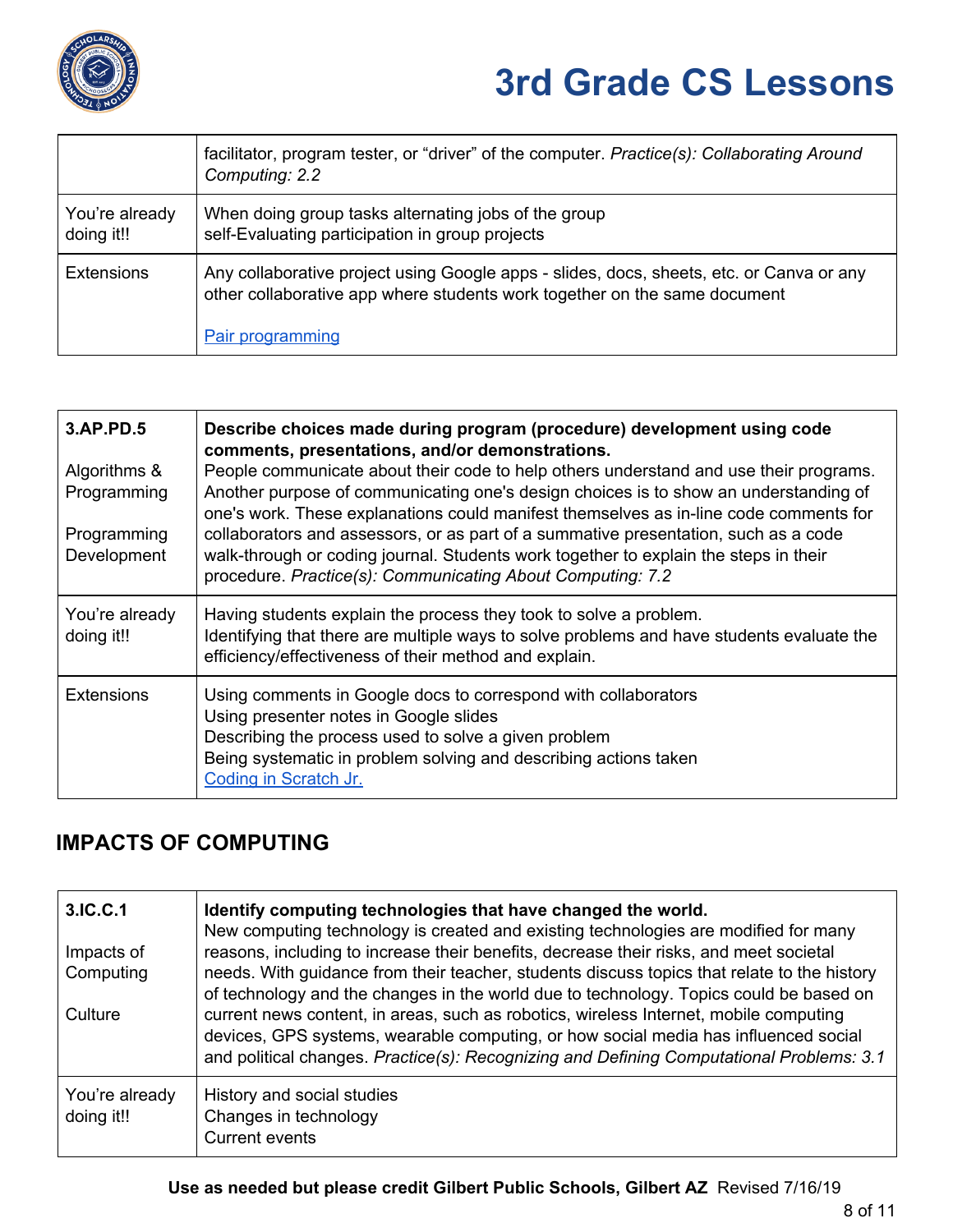| | |
|---|---|
| | facilitator, program tester, or "driver" of the computer. *Practice(s): Collaborating Around Computing: 2.2* |
| You're already doing it!! | When doing group tasks alternating jobs of the group<br>self-Evaluating participation in group projects |
| Extensions | Any collaborative project using Google apps - slides, docs, sheets, etc. or Canva or any other collaborative app where students work together on the same document<br><br>Pair programming |

| | |
|---|---|
| **3.AP.PD.5**<br><br>Algorithms & Programming<br><br>Programming Development | **Describe choices made during program (procedure) development using code comments, presentations, and/or demonstrations.**<br>People communicate about their code to help others understand and use their programs. Another purpose of communicating one's design choices is to show an understanding of one's work. These explanations could manifest themselves as in-line code comments for collaborators and assessors, or as part of a summative presentation, such as a code walk-through or coding journal. Students work together to explain the steps in their procedure. *Practice(s): Communicating About Computing: 7.2* |
| You're already doing it!! | Having students explain the process they took to solve a problem.<br>Identifying that there are multiple ways to solve problems and have students evaluate the efficiency/effectiveness of their method and explain. |
| Extensions | Using comments in Google docs to correspond with collaborators<br>Using presenter notes in Google slides<br>Describing the process used to solve a given problem<br>Being systematic in problem solving and describing actions taken<br>Coding in Scratch Jr. |

## IMPACTS OF COMPUTING

| | |
|---|---|
| **3.IC.C.1**<br><br>Impacts of Computing<br><br>Culture | **Identify computing technologies that have changed the world.**<br>New computing technology is created and existing technologies are modified for many reasons, including to increase their benefits, decrease their risks, and meet societal needs. With guidance from their teacher, students discuss topics that relate to the history of technology and the changes in the world due to technology. Topics could be based on current news content, in areas, such as robotics, wireless Internet, mobile computing devices, GPS systems, wearable computing, or how social media has influenced social and political changes. *Practice(s): Recognizing and Defining Computational Problems: 3.1* |
| You're already doing it!! | History and social studies<br>Changes in technology<br>Current events |

**Use as needed but please credit Gilbert Public Schools, Gilbert AZ** Revised 7/16/19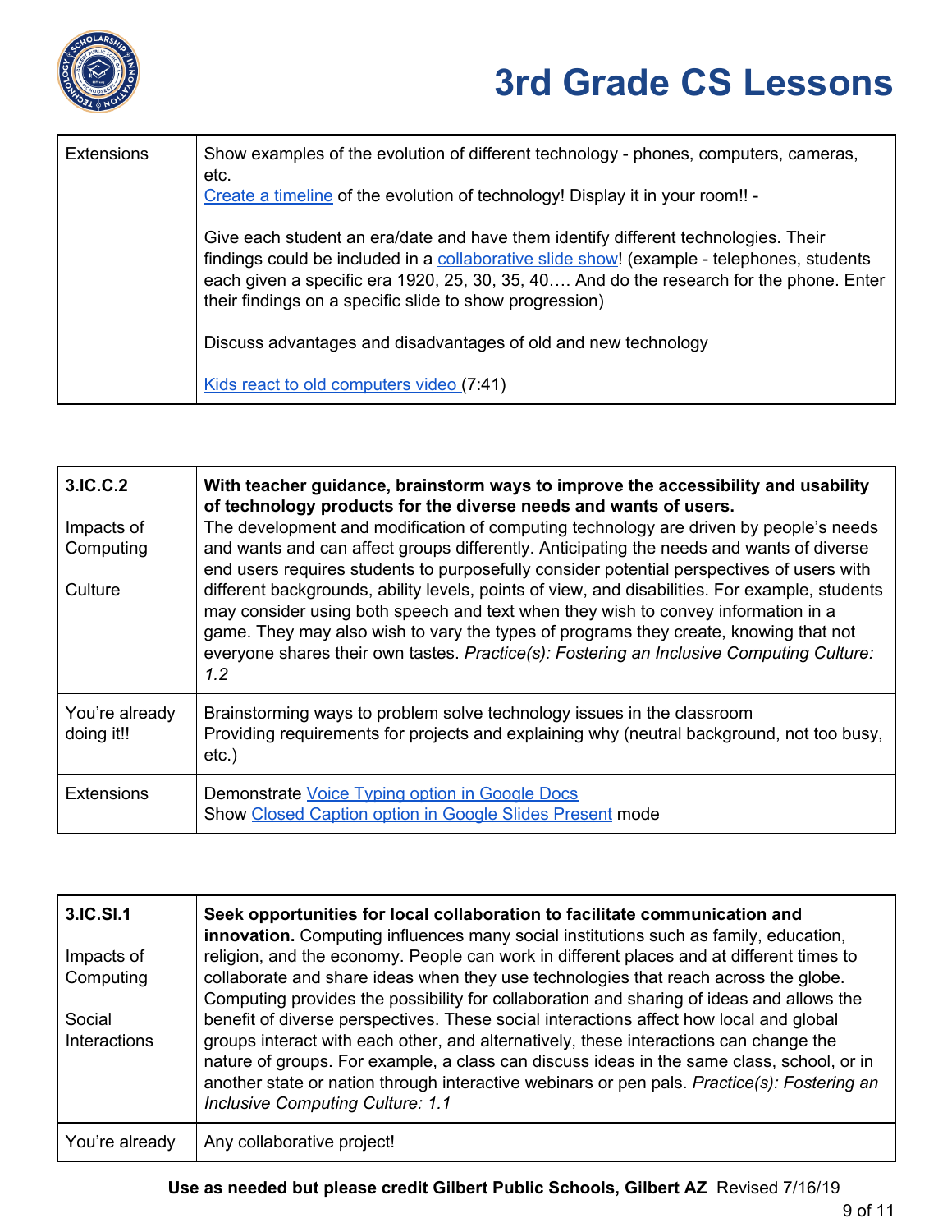| Extensions | Show examples of the evolution of different technology - phones, computers, cameras, etc.<br>Create a timeline of the evolution of technology! Display it in your room!! -<br><br>Give each student an era/date and have them identify different technologies. Their findings could be included in a collaborative slide show! (example - telephones, students each given a specific era 1920, 25, 30, 35, 40…. And do the research for the phone. Enter their findings on a specific slide to show progression)<br><br>Discuss advantages and disadvantages of old and new technology<br><br>Kids react to old computers video (7:41) |
|---|---|

| **3.IC.C.2**<br><br>Impacts of Computing<br><br>Culture | **With teacher guidance, brainstorm ways to improve the accessibility and usability of technology products for the diverse needs and wants of users.** The development and modification of computing technology are driven by people's needs and wants and can affect groups differently. Anticipating the needs and wants of diverse end users requires students to purposefully consider potential perspectives of users with different backgrounds, ability levels, points of view, and disabilities. For example, students may consider using both speech and text when they wish to convey information in a game. They may also wish to vary the types of programs they create, knowing that not everyone shares their own tastes. *Practice(s): Fostering an Inclusive Computing Culture: 1.2* |
|---|---|
| You're already doing it!! | Brainstorming ways to problem solve technology issues in the classroom<br>Providing requirements for projects and explaining why (neutral background, not too busy, etc.) |
| Extensions | Demonstrate Voice Typing option in Google Docs<br>Show Closed Caption option in Google Slides Present mode |

| **3.IC.SI.1**<br><br>Impacts of Computing<br><br>Social Interactions | **Seek opportunities for local collaboration to facilitate communication and innovation.** Computing influences many social institutions such as family, education, religion, and the economy. People can work in different places and at different times to collaborate and share ideas when they use technologies that reach across the globe. Computing provides the possibility for collaboration and sharing of ideas and allows the benefit of diverse perspectives. These social interactions affect how local and global groups interact with each other, and alternatively, these interactions can change the nature of groups. For example, a class can discuss ideas in the same class, school, or in another state or nation through interactive webinars or pen pals. *Practice(s): Fostering an Inclusive Computing Culture: 1.1* |
|---|---|
| You're already | Any collaborative project! |

**Use as needed but please credit Gilbert Public Schools, Gilbert AZ** Revised 7/16/19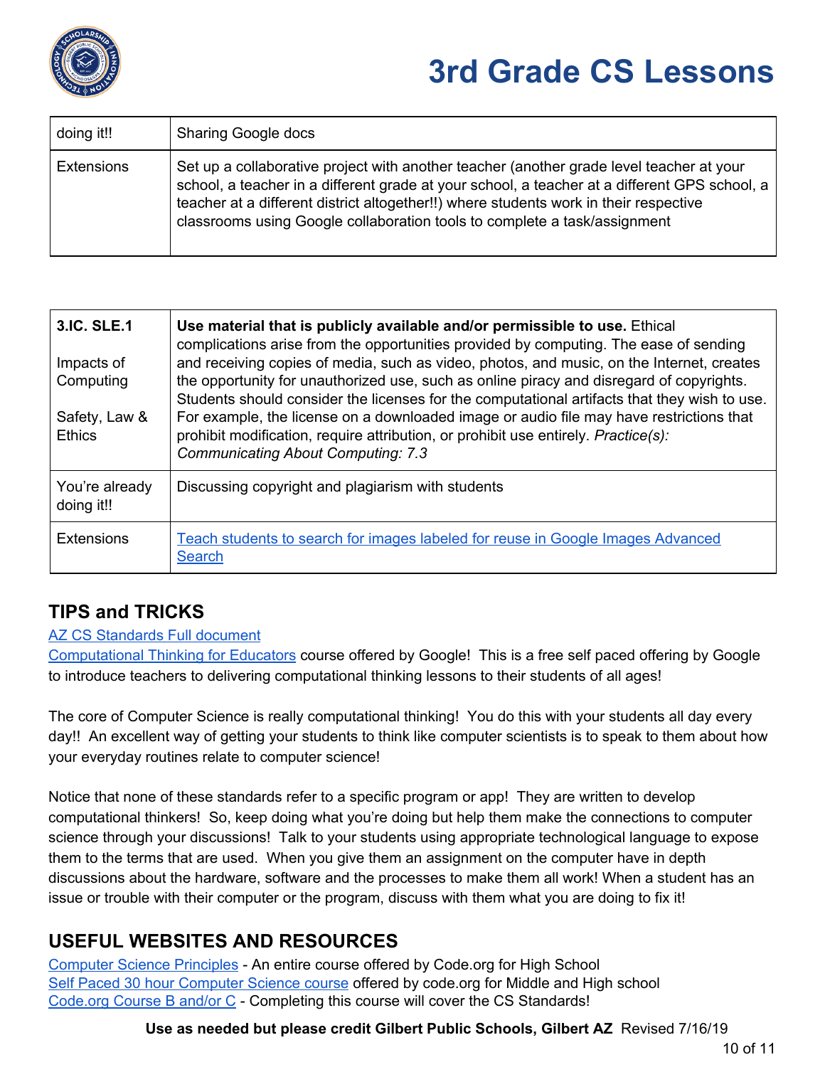# 3rd Grade CS Lessons

| doing it!! | Sharing Google docs |
|---|---|
| Extensions | Set up a collaborative project with another teacher (another grade level teacher at your school, a teacher in a different grade at your school, a teacher at a different GPS school, a teacher at a different district altogether!!) where students work in their respective classrooms using Google collaboration tools to complete a task/assignment |

| 3.IC. SLE.1<br><br>Impacts of Computing<br><br>Safety, Law & Ethics | **Use material that is publicly available and/or permissible to use.** Ethical complications arise from the opportunities provided by computing. The ease of sending and receiving copies of media, such as video, photos, and music, on the Internet, creates the opportunity for unauthorized use, such as online piracy and disregard of copyrights. Students should consider the licenses for the computational artifacts that they wish to use. For example, the license on a downloaded image or audio file may have restrictions that prohibit modification, require attribution, or prohibit use entirely. *Practice(s): Communicating About Computing: 7.3* |
|---|---|
| You're already doing it!! | Discussing copyright and plagiarism with students |
| Extensions | Teach students to search for images labeled for reuse in Google Images Advanced Search |

## TIPS and TRICKS

AZ CS Standards Full document

Computational Thinking for Educators course offered by Google! This is a free self paced offering by Google to introduce teachers to delivering computational thinking lessons to their students of all ages!

The core of Computer Science is really computational thinking! You do this with your students all day every day!! An excellent way of getting your students to think like computer scientists is to speak to them about how your everyday routines relate to computer science!

Notice that none of these standards refer to a specific program or app! They are written to develop computational thinkers! So, keep doing what you're doing but help them make the connections to computer science through your discussions! Talk to your students using appropriate technological language to expose them to the terms that are used. When you give them an assignment on the computer have in depth discussions about the hardware, software and the processes to make them all work! When a student has an issue or trouble with their computer or the program, discuss with them what you are doing to fix it!

## USEFUL WEBSITES AND RESOURCES

Computer Science Principles - An entire course offered by Code.org for High School
Self Paced 30 hour Computer Science course offered by code.org for Middle and High school
Code.org Course B and/or C - Completing this course will cover the CS Standards!

**Use as needed but please credit Gilbert Public Schools, Gilbert AZ** Revised 7/16/19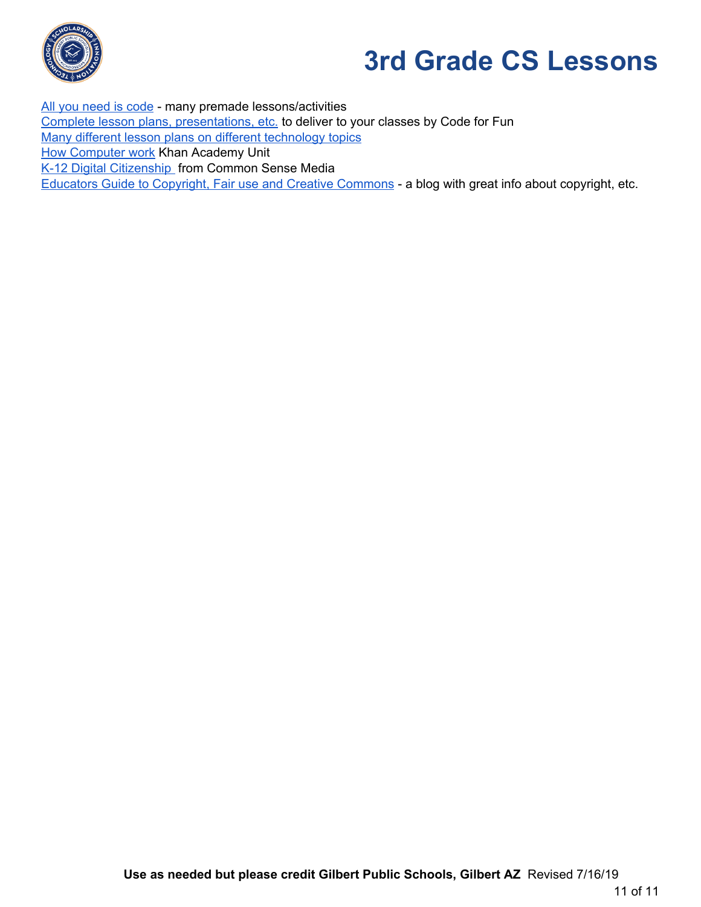# 3rd Grade CS Lessons

All you need is code - many premade lessons/activities
Complete lesson plans, presentations, etc. to deliver to your classes by Code for Fun
Many different lesson plans on different technology topics
How Computer work Khan Academy Unit
K-12 Digital Citizenship from Common Sense Media
Educators Guide to Copyright, Fair use and Creative Commons - a blog with great info about copyright, etc.

**Use as needed but please credit Gilbert Public Schools, Gilbert AZ** Revised 7/16/19